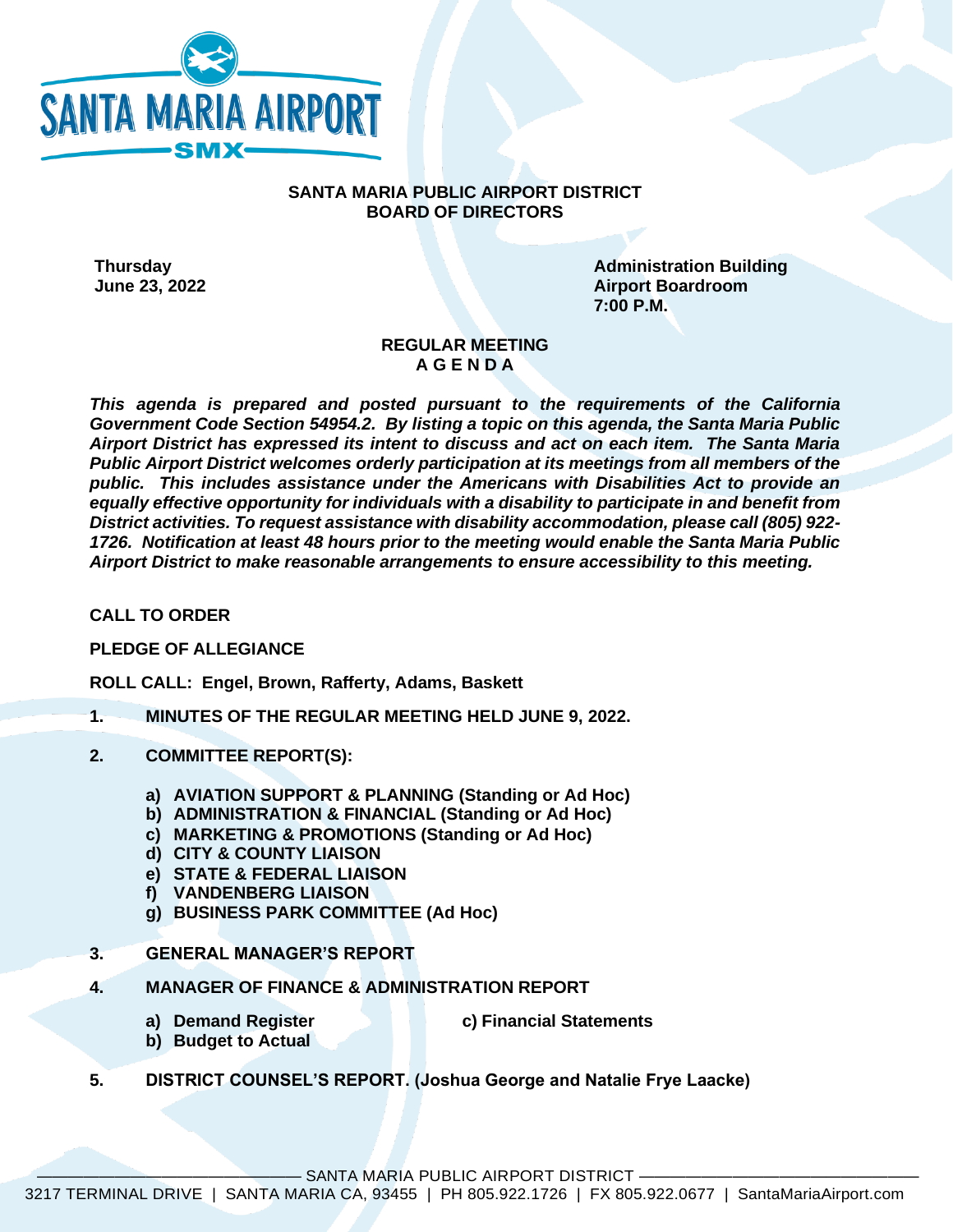# SANTA MARIA PUBLIC AIRPORT DISTRICT
## BOARD OF DIRECTORS

**Thursday**
**June 23, 2022**

**Administration Building**
**Airport Boardroom**
**7:00 P.M.**

## REGULAR MEETING
## A G E N D A

***This agenda is prepared and posted pursuant to the requirements of the California Government Code Section 54954.2. By listing a topic on this agenda, the Santa Maria Public Airport District has expressed its intent to discuss and act on each item. The Santa Maria Public Airport District welcomes orderly participation at its meetings from all members of the public. This includes assistance under the Americans with Disabilities Act to provide an equally effective opportunity for individuals with a disability to participate in and benefit from District activities. To request assistance with disability accommodation, please call (805) 922-1726. Notification at least 48 hours prior to the meeting would enable the Santa Maria Public Airport District to make reasonable arrangements to ensure accessibility to this meeting.***

**CALL TO ORDER**

**PLEDGE OF ALLEGIANCE**

**ROLL CALL: Engel, Brown, Rafferty, Adams, Baskett**

**1. MINUTES OF THE REGULAR MEETING HELD JUNE 9, 2022.**

**2. COMMITTEE REPORT(S):**

- **a) AVIATION SUPPORT & PLANNING (Standing or Ad Hoc)**
- **b) ADMINISTRATION & FINANCIAL (Standing or Ad Hoc)**
- **c) MARKETING & PROMOTIONS (Standing or Ad Hoc)**
- **d) CITY & COUNTY LIAISON**
- **e) STATE & FEDERAL LIAISON**
- **f) VANDENBERG LIAISON**
- **g) BUSINESS PARK COMMITTEE (Ad Hoc)**

**3. GENERAL MANAGER'S REPORT**

**4. MANAGER OF FINANCE & ADMINISTRATION REPORT**

- **a) Demand Register**
- **b) Budget to Actual**
- **c) Financial Statements**

**5. DISTRICT COUNSEL'S REPORT. (Joshua George and Natalie Frye Laacke)**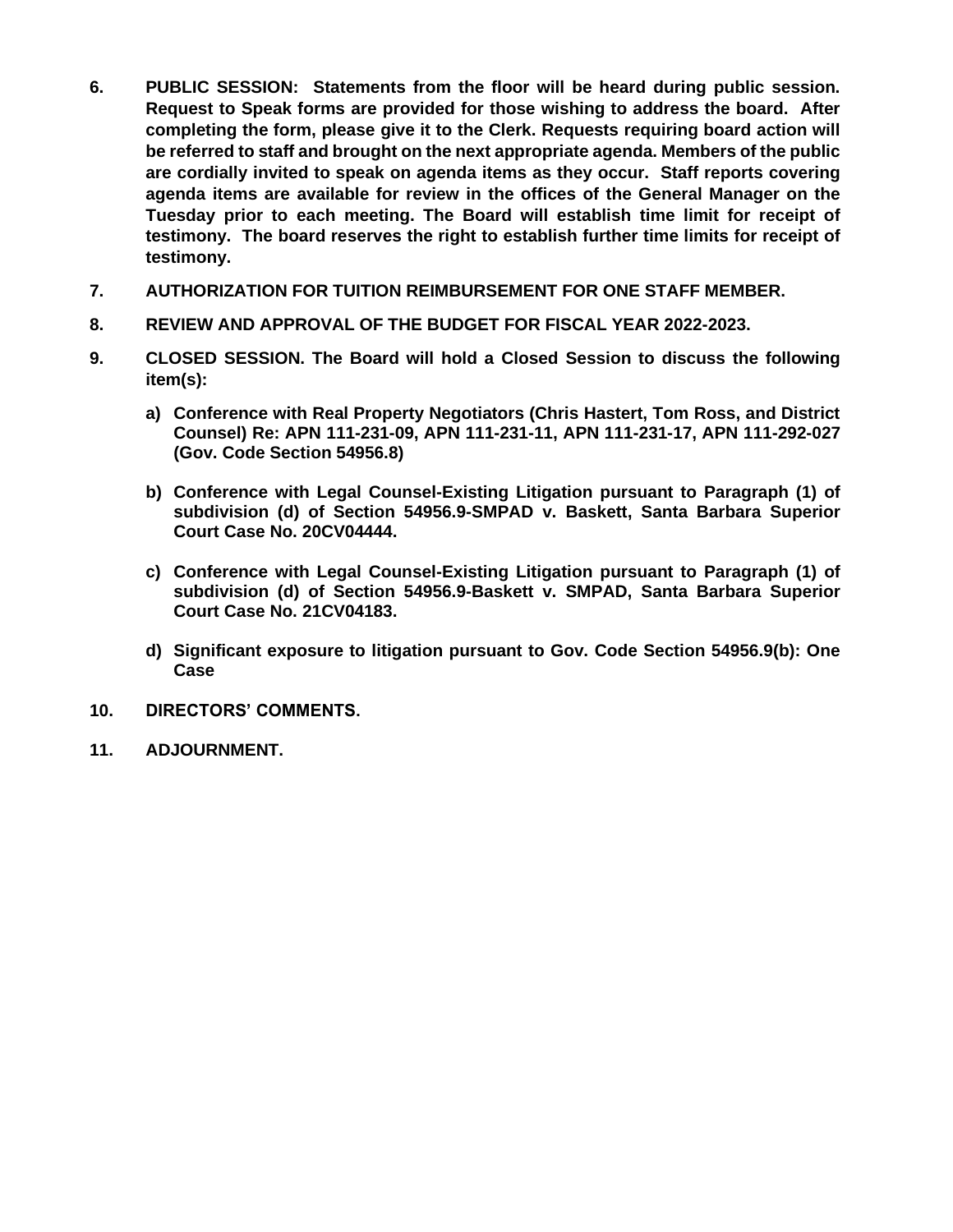**6. PUBLIC SESSION: Statements from the floor will be heard during public session. Request to Speak forms are provided for those wishing to address the board. After completing the form, please give it to the Clerk. Requests requiring board action will be referred to staff and brought on the next appropriate agenda. Members of the public are cordially invited to speak on agenda items as they occur. Staff reports covering agenda items are available for review in the offices of the General Manager on the Tuesday prior to each meeting. The Board will establish time limit for receipt of testimony. The board reserves the right to establish further time limits for receipt of testimony.**

**7. AUTHORIZATION FOR TUITION REIMBURSEMENT FOR ONE STAFF MEMBER.**

**8. REVIEW AND APPROVAL OF THE BUDGET FOR FISCAL YEAR 2022-2023.**

**9. CLOSED SESSION. The Board will hold a Closed Session to discuss the following item(s):**

**a) Conference with Real Property Negotiators (Chris Hastert, Tom Ross, and District Counsel) Re: APN 111-231-09, APN 111-231-11, APN 111-231-17, APN 111-292-027 (Gov. Code Section 54956.8)**

**b) Conference with Legal Counsel-Existing Litigation pursuant to Paragraph (1) of subdivision (d) of Section 54956.9-SMPAD v. Baskett, Santa Barbara Superior Court Case No. 20CV04444.**

**c) Conference with Legal Counsel-Existing Litigation pursuant to Paragraph (1) of subdivision (d) of Section 54956.9-Baskett v. SMPAD, Santa Barbara Superior Court Case No. 21CV04183.**

**d) Significant exposure to litigation pursuant to Gov. Code Section 54956.9(b): One Case**

**10. DIRECTORS' COMMENTS.**

**11. ADJOURNMENT.**